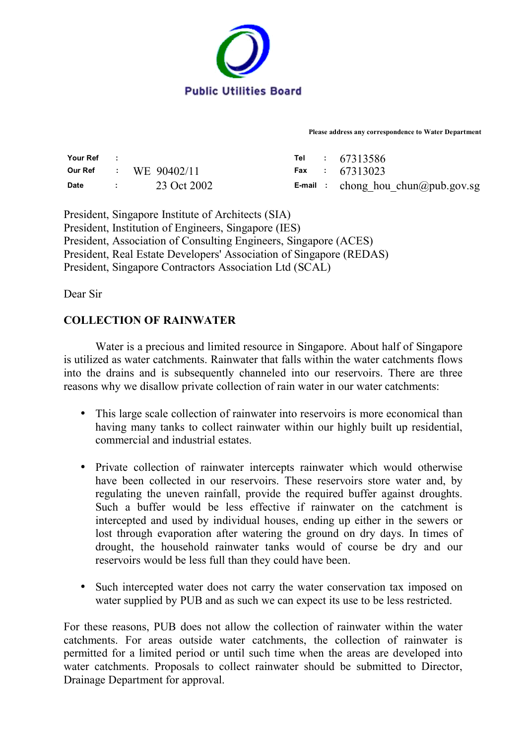Public Utilities Board

**Please address any correspondence to Water Department**

| | | | | | |
|---|---|---|---|---|---|
| **Your Ref** | : | | **Tel** | : | 67313586 |
| **Our Ref** | : | WE 90402/11 | **Fax** | : | 67313023 |
| **Date** | : | 23 Oct 2002 | **E-mail** | : | chong_hou_chun@pub.gov.sg |

President, Singapore Institute of Architects (SIA)
President, Institution of Engineers, Singapore (IES)
President, Association of Consulting Engineers, Singapore (ACES)
President, Real Estate Developers' Association of Singapore (REDAS)
President, Singapore Contractors Association Ltd (SCAL)

Dear Sir

**COLLECTION OF RAINWATER**

Water is a precious and limited resource in Singapore. About half of Singapore is utilized as water catchments. Rainwater that falls within the water catchments flows into the drains and is subsequently channeled into our reservoirs. There are three reasons why we disallow private collection of rain water in our water catchments:

- This large scale collection of rainwater into reservoirs is more economical than having many tanks to collect rainwater within our highly built up residential, commercial and industrial estates.

- Private collection of rainwater intercepts rainwater which would otherwise have been collected in our reservoirs. These reservoirs store water and, by regulating the uneven rainfall, provide the required buffer against droughts. Such a buffer would be less effective if rainwater on the catchment is intercepted and used by individual houses, ending up either in the sewers or lost through evaporation after watering the ground on dry days. In times of drought, the household rainwater tanks would of course be dry and our reservoirs would be less full than they could have been.

- Such intercepted water does not carry the water conservation tax imposed on water supplied by PUB and as such we can expect its use to be less restricted.

For these reasons, PUB does not allow the collection of rainwater within the water catchments. For areas outside water catchments, the collection of rainwater is permitted for a limited period or until such time when the areas are developed into water catchments. Proposals to collect rainwater should be submitted to Director, Drainage Department for approval.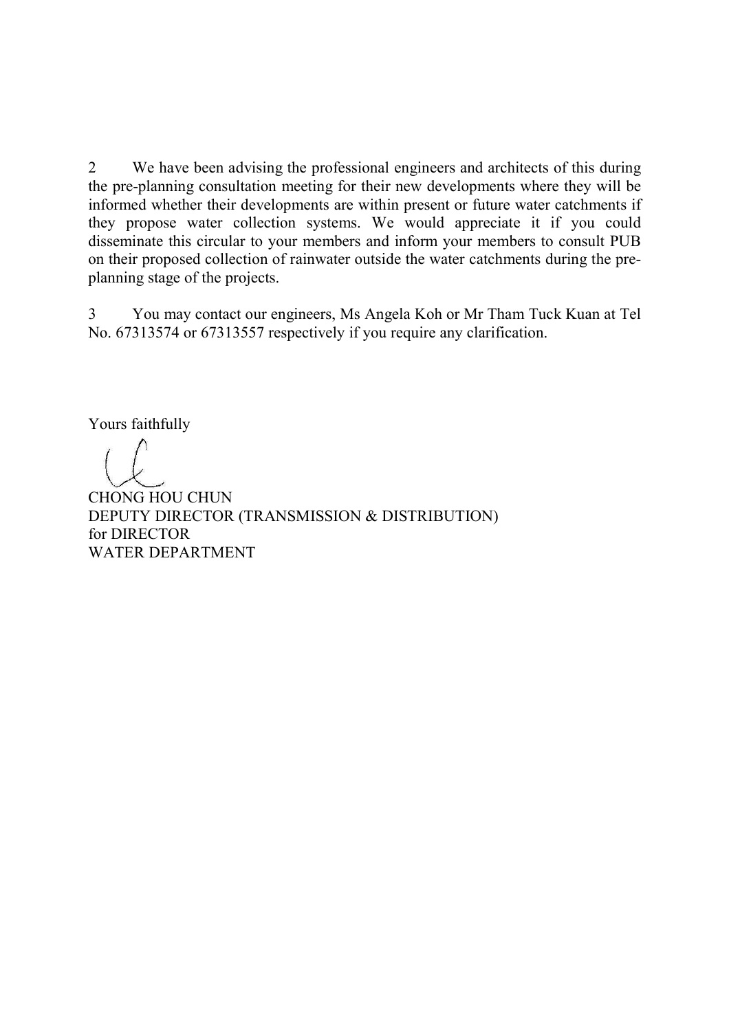2 We have been advising the professional engineers and architects of this during the pre-planning consultation meeting for their new developments where they will be informed whether their developments are within present or future water catchments if they propose water collection systems. We would appreciate it if you could disseminate this circular to your members and inform your members to consult PUB on their proposed collection of rainwater outside the water catchments during the pre-planning stage of the projects.

3 You may contact our engineers, Ms Angela Koh or Mr Tham Tuck Kuan at Tel No. 67313574 or 67313557 respectively if you require any clarification.

Yours faithfully

CHONG HOU CHUN
DEPUTY DIRECTOR (TRANSMISSION & DISTRIBUTION)
for DIRECTOR
WATER DEPARTMENT